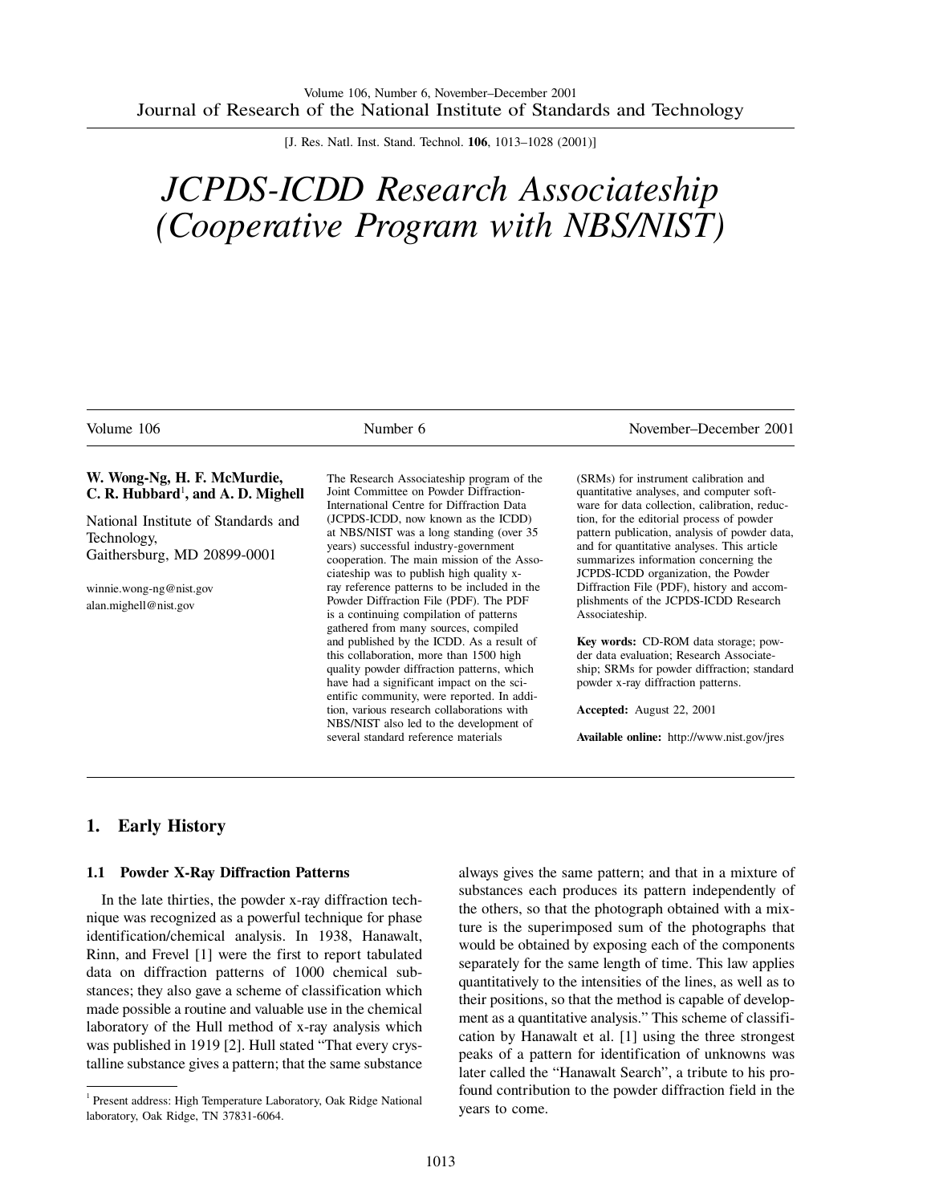# JCPDS-ICDD Research Associateship (Cooperative Program with NBS/NIST)

**W. Wong-Ng, H. F. McMurdie, C. R. Hubbard[1], and A. D. Mighell**

National Institute of Standards and Technology,
Gaithersburg, MD 20899-0001

winnie.wong-ng@nist.gov
alan.mighell@nist.gov

The Research Associateship program of the Joint Committee on Powder Diffraction-International Centre for Diffraction Data (JCPDS-ICDD, now known as the ICDD) at NBS/NIST was a long standing (over 35 years) successful industry-government cooperation. The main mission of the Associateship was to publish high quality x-ray reference patterns to be included in the Powder Diffraction File (PDF). The PDF is a continuing compilation of patterns gathered from many sources, compiled and published by the ICDD. As a result of this collaboration, more than 1500 high quality powder diffraction patterns, which have had a significant impact on the scientific community, were reported. In addition, various research collaborations with NBS/NIST also led to the development of several standard reference materials (SRMs) for instrument calibration and quantitative analyses, and computer software for data collection, calibration, reduction, for the editorial process of powder pattern publication, analysis of powder data, and for quantitative analyses. This article summarizes information concerning the JCPDS-ICDD organization, the Powder Diffraction File (PDF), history and accomplishments of the JCPDS-ICDD Research Associateship.

**Key words:** CD-ROM data storage; powder data evaluation; Research Associateship; SRMs for powder diffraction; standard powder x-ray diffraction patterns.

**Accepted:** August 22, 2001

**Available online:** http://www.nist.gov/jres

## 1. Early History

### 1.1 Powder X-Ray Diffraction Patterns

In the late thirties, the powder x-ray diffraction technique was recognized as a powerful technique for phase identification/chemical analysis. In 1938, Hanawalt, Rinn, and Frevel [1] were the first to report tabulated data on diffraction patterns of 1000 chemical substances; they also gave a scheme of classification which made possible a routine and valuable use in the chemical laboratory of the Hull method of x-ray analysis which was published in 1919 [2]. Hull stated "That every crystalline substance gives a pattern; that the same substance always gives the same pattern; and that in a mixture of substances each produces its pattern independently of the others, so that the photograph obtained with a mixture is the superimposed sum of the photographs that would be obtained by exposing each of the components separately for the same length of time. This law applies quantitatively to the intensities of the lines, as well as to their positions, so that the method is capable of development as a quantitative analysis." This scheme of classification by Hanawalt et al. [1] using the three strongest peaks of a pattern for identification of unknowns was later called the "Hanawalt Search", a tribute to his profound contribution to the powder diffraction field in the years to come.

[1] Present address: High Temperature Laboratory, Oak Ridge National laboratory, Oak Ridge, TN 37831-6064.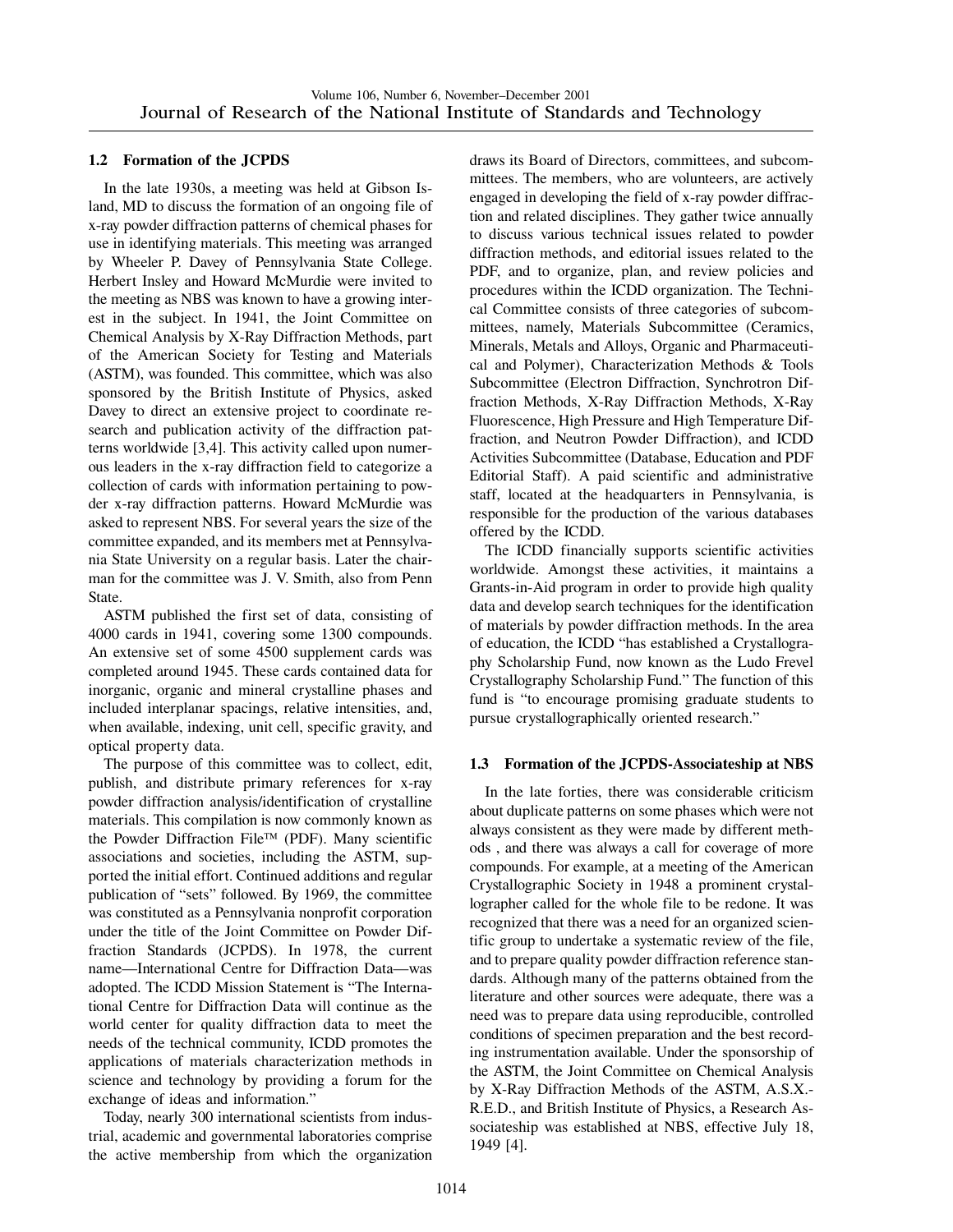### 1.2 Formation of the JCPDS

In the late 1930s, a meeting was held at Gibson Island, MD to discuss the formation of an ongoing file of x-ray powder diffraction patterns of chemical phases for use in identifying materials. This meeting was arranged by Wheeler P. Davey of Pennsylvania State College. Herbert Insley and Howard McMurdie were invited to the meeting as NBS was known to have a growing interest in the subject. In 1941, the Joint Committee on Chemical Analysis by X-Ray Diffraction Methods, part of the American Society for Testing and Materials (ASTM), was founded. This committee, which was also sponsored by the British Institute of Physics, asked Davey to direct an extensive project to coordinate research and publication activity of the diffraction patterns worldwide [3,4]. This activity called upon numerous leaders in the x-ray diffraction field to categorize a collection of cards with information pertaining to powder x-ray diffraction patterns. Howard McMurdie was asked to represent NBS. For several years the size of the committee expanded, and its members met at Pennsylvania State University on a regular basis. Later the chairman for the committee was J. V. Smith, also from Penn State.

ASTM published the first set of data, consisting of 4000 cards in 1941, covering some 1300 compounds. An extensive set of some 4500 supplement cards was completed around 1945. These cards contained data for inorganic, organic and mineral crystalline phases and included interplanar spacings, relative intensities, and, when available, indexing, unit cell, specific gravity, and optical property data.

The purpose of this committee was to collect, edit, publish, and distribute primary references for x-ray powder diffraction analysis/identification of crystalline materials. This compilation is now commonly known as the Powder Diffraction File™ (PDF). Many scientific associations and societies, including the ASTM, supported the initial effort. Continued additions and regular publication of "sets" followed. By 1969, the committee was constituted as a Pennsylvania nonprofit corporation under the title of the Joint Committee on Powder Diffraction Standards (JCPDS). In 1978, the current name—International Centre for Diffraction Data—was adopted. The ICDD Mission Statement is "The International Centre for Diffraction Data will continue as the world center for quality diffraction data to meet the needs of the technical community, ICDD promotes the applications of materials characterization methods in science and technology by providing a forum for the exchange of ideas and information."

Today, nearly 300 international scientists from industrial, academic and governmental laboratories comprise the active membership from which the organization draws its Board of Directors, committees, and subcommittees. The members, who are volunteers, are actively engaged in developing the field of x-ray powder diffraction and related disciplines. They gather twice annually to discuss various technical issues related to powder diffraction methods, and editorial issues related to the PDF, and to organize, plan, and review policies and procedures within the ICDD organization. The Technical Committee consists of three categories of subcommittees, namely, Materials Subcommittee (Ceramics, Minerals, Metals and Alloys, Organic and Pharmaceutical and Polymer), Characterization Methods & Tools Subcommittee (Electron Diffraction, Synchrotron Diffraction Methods, X-Ray Diffraction Methods, X-Ray Fluorescence, High Pressure and High Temperature Diffraction, and Neutron Powder Diffraction), and ICDD Activities Subcommittee (Database, Education and PDF Editorial Staff). A paid scientific and administrative staff, located at the headquarters in Pennsylvania, is responsible for the production of the various databases offered by the ICDD.

The ICDD financially supports scientific activities worldwide. Amongst these activities, it maintains a Grants-in-Aid program in order to provide high quality data and develop search techniques for the identification of materials by powder diffraction methods. In the area of education, the ICDD "has established a Crystallography Scholarship Fund, now known as the Ludo Frevel Crystallography Scholarship Fund." The function of this fund is "to encourage promising graduate students to pursue crystallographically oriented research."

### 1.3 Formation of the JCPDS-Associateship at NBS

In the late forties, there was considerable criticism about duplicate patterns on some phases which were not always consistent as they were made by different methods , and there was always a call for coverage of more compounds. For example, at a meeting of the American Crystallographic Society in 1948 a prominent crystallographer called for the whole file to be redone. It was recognized that there was a need for an organized scientific group to undertake a systematic review of the file, and to prepare quality powder diffraction reference standards. Although many of the patterns obtained from the literature and other sources were adequate, there was a need was to prepare data using reproducible, controlled conditions of specimen preparation and the best recording instrumentation available. Under the sponsorship of the ASTM, the Joint Committee on Chemical Analysis by X-Ray Diffraction Methods of the ASTM, A.S.X.-R.E.D., and British Institute of Physics, a Research Associateship was established at NBS, effective July 18, 1949 [4].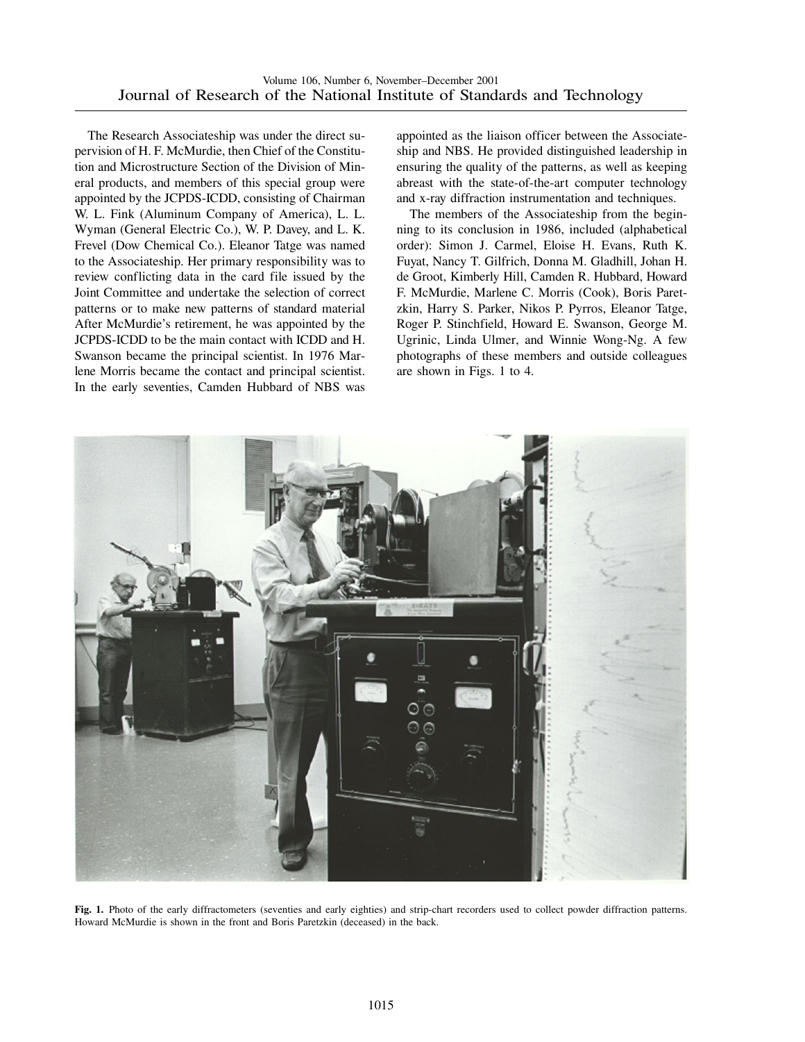The Research Associateship was under the direct supervision of H. F. McMurdie, then Chief of the Constitution and Microstructure Section of the Division of Mineral products, and members of this special group were appointed by the JCPDS-ICDD, consisting of Chairman W. L. Fink (Aluminum Company of America), L. L. Wyman (General Electric Co.), W. P. Davey, and L. K. Frevel (Dow Chemical Co.). Eleanor Tatge was named to the Associateship. Her primary responsibility was to review conflicting data in the card file issued by the Joint Committee and undertake the selection of correct patterns or to make new patterns of standard material After McMurdie's retirement, he was appointed by the JCPDS-ICDD to be the main contact with ICDD and H. Swanson became the principal scientist. In 1976 Marlene Morris became the contact and principal scientist. In the early seventies, Camden Hubbard of NBS was appointed as the liaison officer between the Associateship and NBS. He provided distinguished leadership in ensuring the quality of the patterns, as well as keeping abreast with the state-of-the-art computer technology and x-ray diffraction instrumentation and techniques.

The members of the Associateship from the beginning to its conclusion in 1986, included (alphabetical order): Simon J. Carmel, Eloise H. Evans, Ruth K. Fuyat, Nancy T. Gilfrich, Donna M. Gladhill, Johan H. de Groot, Kimberly Hill, Camden R. Hubbard, Howard F. McMurdie, Marlene C. Morris (Cook), Boris Paretzkin, Harry S. Parker, Nikos P. Pyrros, Eleanor Tatge, Roger P. Stinchfield, Howard E. Swanson, George M. Ugrinic, Linda Ulmer, and Winnie Wong-Ng. A few photographs of these members and outside colleagues are shown in Figs. 1 to 4.

**Fig. 1.** Photo of the early diffractometers (seventies and early eighties) and strip-chart recorders used to collect powder diffraction patterns. Howard McMurdie is shown in the front and Boris Paretzkin (deceased) in the back.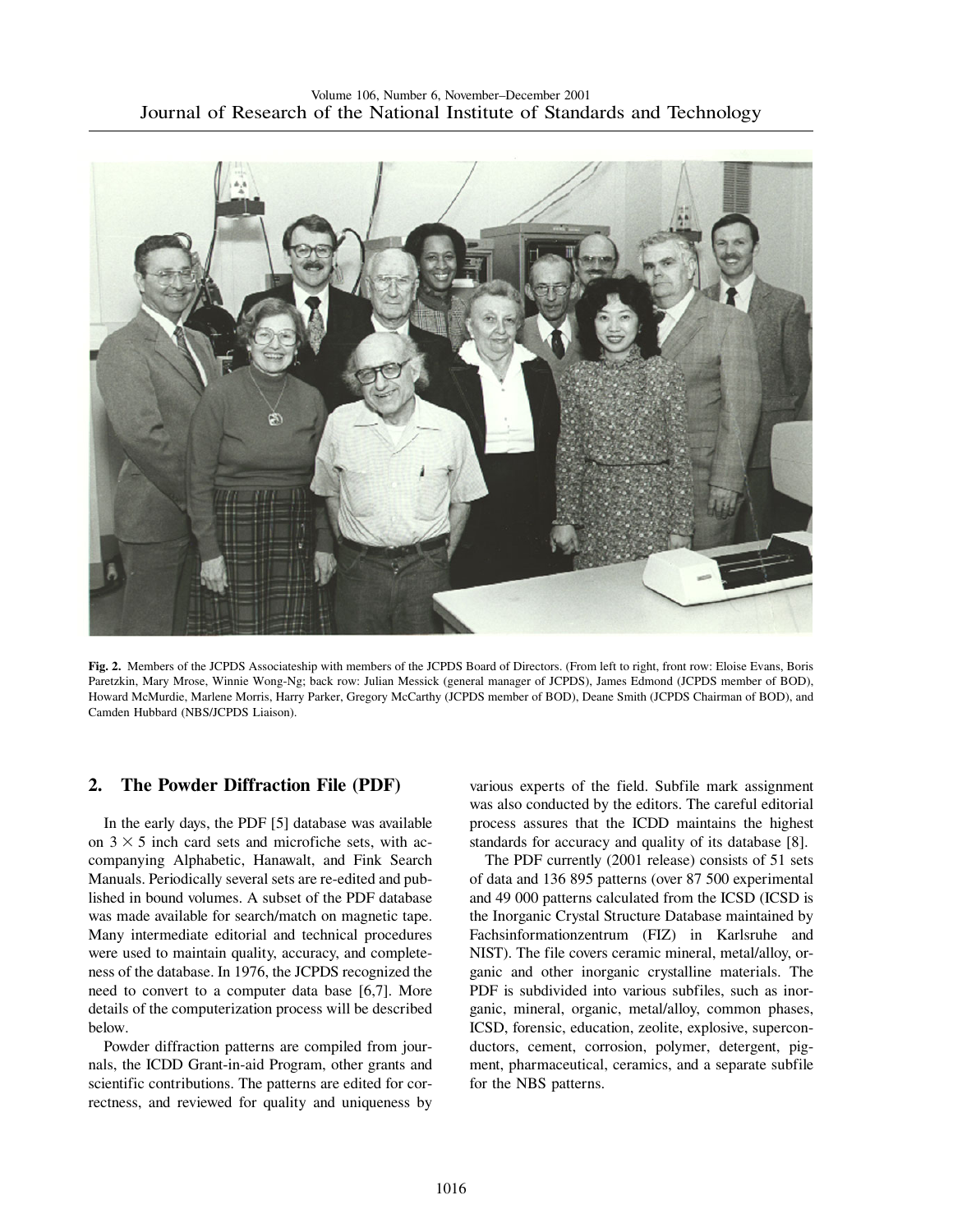**Fig. 2.** Members of the JCPDS Associateship with members of the JCPDS Board of Directors. (From left to right, front row: Eloise Evans, Boris Paretzkin, Mary Mrose, Winnie Wong-Ng; back row: Julian Messick (general manager of JCPDS), James Edmond (JCPDS member of BOD), Howard McMurdie, Marlene Morris, Harry Parker, Gregory McCarthy (JCPDS member of BOD), Deane Smith (JCPDS Chairman of BOD), and Camden Hubbard (NBS/JCPDS Liaison).

## 2. The Powder Diffraction File (PDF)

In the early days, the PDF [5] database was available on $3 \times 5$ inch card sets and microfiche sets, with accompanying Alphabetic, Hanawalt, and Fink Search Manuals. Periodically several sets are re-edited and published in bound volumes. A subset of the PDF database was made available for search/match on magnetic tape. Many intermediate editorial and technical procedures were used to maintain quality, accuracy, and completeness of the database. In 1976, the JCPDS recognized the need to convert to a computer data base [6,7]. More details of the computerization process will be described below.

Powder diffraction patterns are compiled from journals, the ICDD Grant-in-aid Program, other grants and scientific contributions. The patterns are edited for correctness, and reviewed for quality and uniqueness by various experts of the field. Subfile mark assignment was also conducted by the editors. The careful editorial process assures that the ICDD maintains the highest standards for accuracy and quality of its database [8].

The PDF currently (2001 release) consists of 51 sets of data and 136 895 patterns (over 87 500 experimental and 49 000 patterns calculated from the ICSD (ICSD is the Inorganic Crystal Structure Database maintained by Fachsinformationzentrum (FIZ) in Karlsruhe and NIST). The file covers ceramic mineral, metal/alloy, organic and other inorganic crystalline materials. The PDF is subdivided into various subfiles, such as inorganic, mineral, organic, metal/alloy, common phases, ICSD, forensic, education, zeolite, explosive, superconductors, cement, corrosion, polymer, detergent, pigment, pharmaceutical, ceramics, and a separate subfile for the NBS patterns.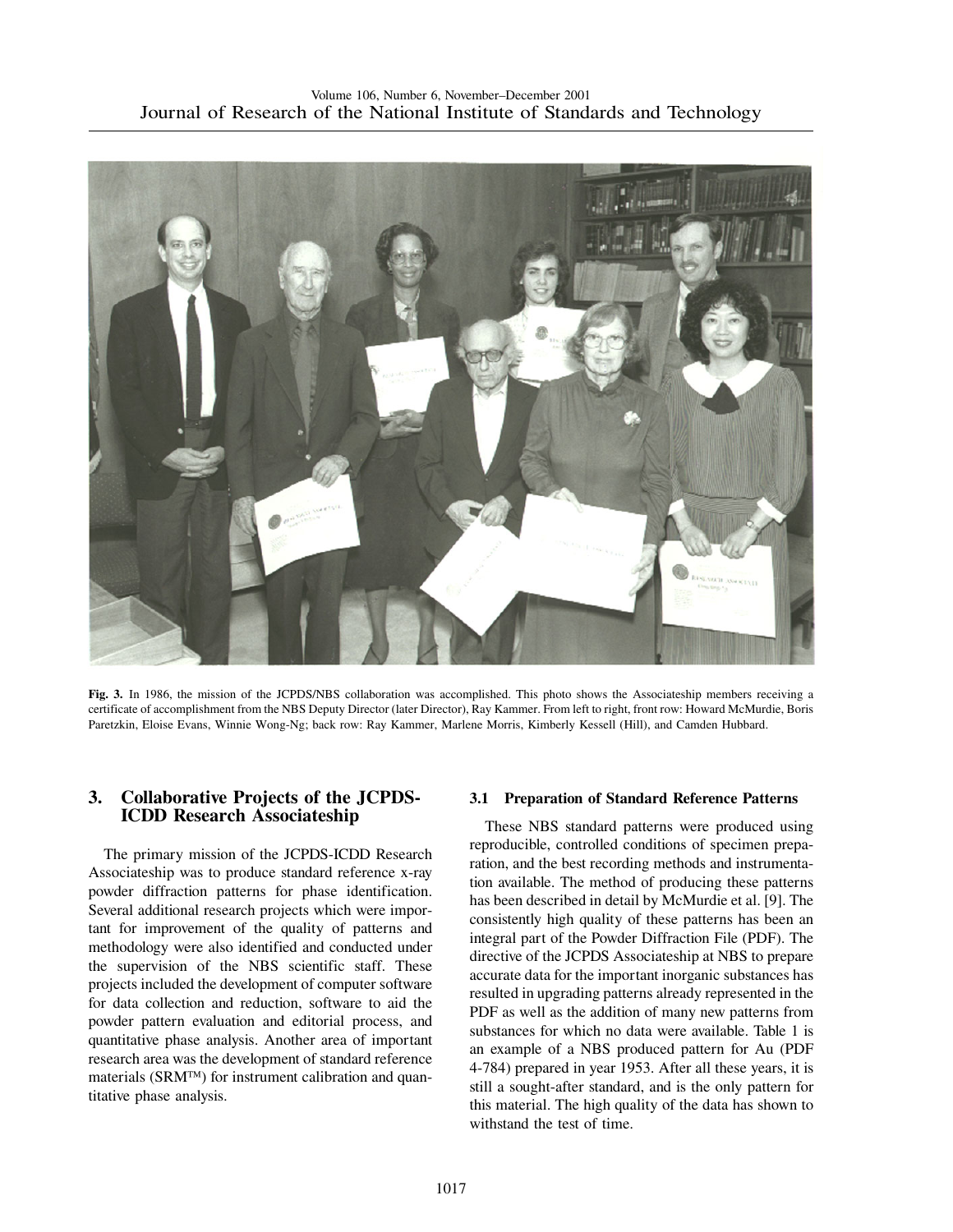**Fig. 3.** In 1986, the mission of the JCPDS/NBS collaboration was accomplished. This photo shows the Associateship members receiving a certificate of accomplishment from the NBS Deputy Director (later Director), Ray Kammer. From left to right, front row: Howard McMurdie, Boris Paretzkin, Eloise Evans, Winnie Wong-Ng; back row: Ray Kammer, Marlene Morris, Kimberly Kessell (Hill), and Camden Hubbard.

## 3. Collaborative Projects of the JCPDS-ICDD Research Associateship

The primary mission of the JCPDS-ICDD Research Associateship was to produce standard reference x-ray powder diffraction patterns for phase identification. Several additional research projects which were important for improvement of the quality of patterns and methodology were also identified and conducted under the supervision of the NBS scientific staff. These projects included the development of computer software for data collection and reduction, software to aid the powder pattern evaluation and editorial process, and quantitative phase analysis. Another area of important research area was the development of standard reference materials (SRM™) for instrument calibration and quantitative phase analysis.

### 3.1 Preparation of Standard Reference Patterns

These NBS standard patterns were produced using reproducible, controlled conditions of specimen preparation, and the best recording methods and instrumentation available. The method of producing these patterns has been described in detail by McMurdie et al. [9]. The consistently high quality of these patterns has been an integral part of the Powder Diffraction File (PDF). The directive of the JCPDS Associateship at NBS to prepare accurate data for the important inorganic substances has resulted in upgrading patterns already represented in the PDF as well as the addition of many new patterns from substances for which no data were available. Table 1 is an example of a NBS produced pattern for Au (PDF 4-784) prepared in year 1953. After all these years, it is still a sought-after standard, and is the only pattern for this material. The high quality of the data has shown to withstand the test of time.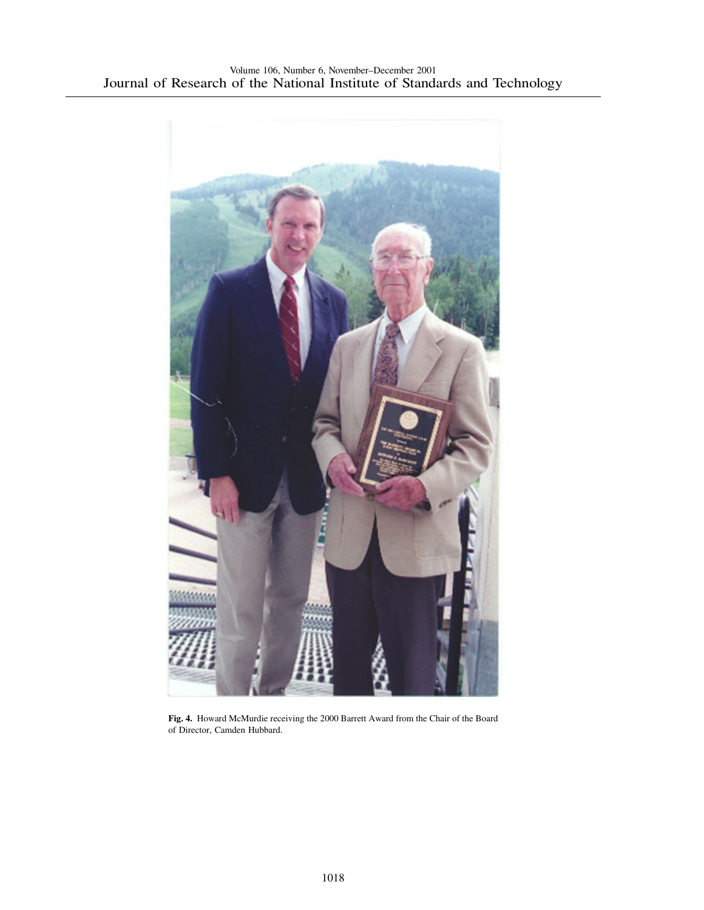**Fig. 4.** Howard McMurdie receiving the 2000 Barrett Award from the Chair of the Board of Director, Camden Hubbard.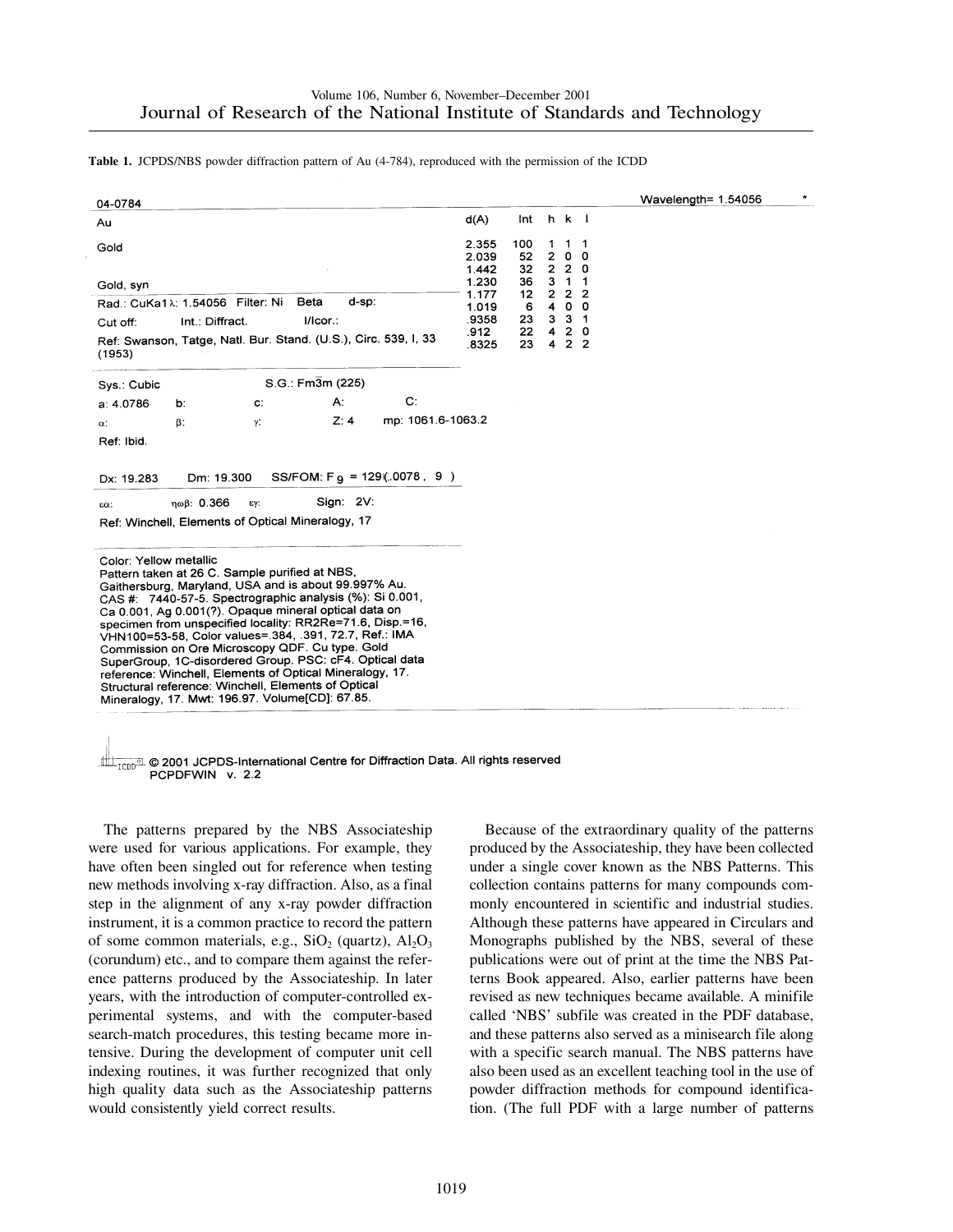**Table 1.** JCPDS/NBS powder diffraction pattern of Au (4-784), reproduced with the permission of the ICDD

04-0784 Wavelength= 1.54056 *

Au

Gold

Gold, syn

Rad.: CuKa1 λ: 1.54056 Filter: Ni Beta d-sp:

Cut off: Int.: Diffract. I/Icor.:

Ref: Swanson, Tatge, Natl. Bur. Stand. (U.S.), Circ. 539, I, 33 (1953)

| d(A) | Int | h | k | l |
|---|---|---|---|---|
| 2.355 | 100 | 1 | 1 | 1 |
| 2.039 | 52 | 2 | 0 | 0 |
| 1.442 | 32 | 2 | 2 | 0 |
| 1.230 | 36 | 3 | 1 | 1 |
| 1.177 | 12 | 2 | 2 | 2 |
| 1.019 | 6 | 4 | 0 | 0 |
| .9358 | 23 | 3 | 3 | 1 |
| .912 | 22 | 4 | 2 | 0 |
| .8325 | 23 | 4 | 2 | 2 |

Sys.: Cubic S.G.: $Fm\bar{3}m$ (225)

a: 4.0786 b: c: A: C:

α: β: γ: Z: 4 mp: 1061.6-1063.2

Ref: Ibid.

Dx: 19.283 Dm: 19.300 SS/FOM: $F_9$ = 129(.0078 , 9 )

εα: ηωβ: 0.366 εγ: Sign: 2V:

Ref: Winchell, Elements of Optical Mineralogy, 17

Color: Yellow metallic
Pattern taken at 26 C. Sample purified at NBS, Gaithersburg, Maryland, USA and is about 99.997% Au. CAS #: 7440-57-5. Spectrographic analysis (%): Si 0.001, Ca 0.001, Ag 0.001(?). Opaque mineral optical data on specimen from unspecified locality: RR2Re=71.6, Disp.=16, VHN100=53-58, Color values=.384, .391, 72.7, Ref.: IMA Commission on Ore Microscopy QDF. Cu type. Gold SuperGroup, 1C-disordered Group. PSC: cF4. Optical data reference: Winchell, Elements of Optical Mineralogy, 17. Structural reference: Winchell, Elements of Optical Mineralogy, 17. Mwt: 196.97. Volume[CD]: 67.85.

© 2001 JCPDS-International Centre for Diffraction Data. All rights reserved
PCPDFWIN v. 2.2

The patterns prepared by the NBS Associateship were used for various applications. For example, they have often been singled out for reference when testing new methods involving x-ray diffraction. Also, as a final step in the alignment of any x-ray powder diffraction instrument, it is a common practice to record the pattern of some common materials, e.g., $SiO_2$ (quartz), $Al_2O_3$ (corundum) etc., and to compare them against the reference patterns produced by the Associateship. In later years, with the introduction of computer-controlled experimental systems, and with the computer-based search-match procedures, this testing became more intensive. During the development of computer unit cell indexing routines, it was further recognized that only high quality data such as the Associateship patterns would consistently yield correct results.

Because of the extraordinary quality of the patterns produced by the Associateship, they have been collected under a single cover known as the NBS Patterns. This collection contains patterns for many compounds commonly encountered in scientific and industrial studies. Although these patterns have appeared in Circulars and Monographs published by the NBS, several of these publications were out of print at the time the NBS Patterns Book appeared. Also, earlier patterns have been revised as new techniques became available. A minifile called 'NBS' subfile was created in the PDF database, and these patterns also served as a minisearch file along with a specific search manual. The NBS patterns have also been used as an excellent teaching tool in the use of powder diffraction methods for compound identification. (The full PDF with a large number of patterns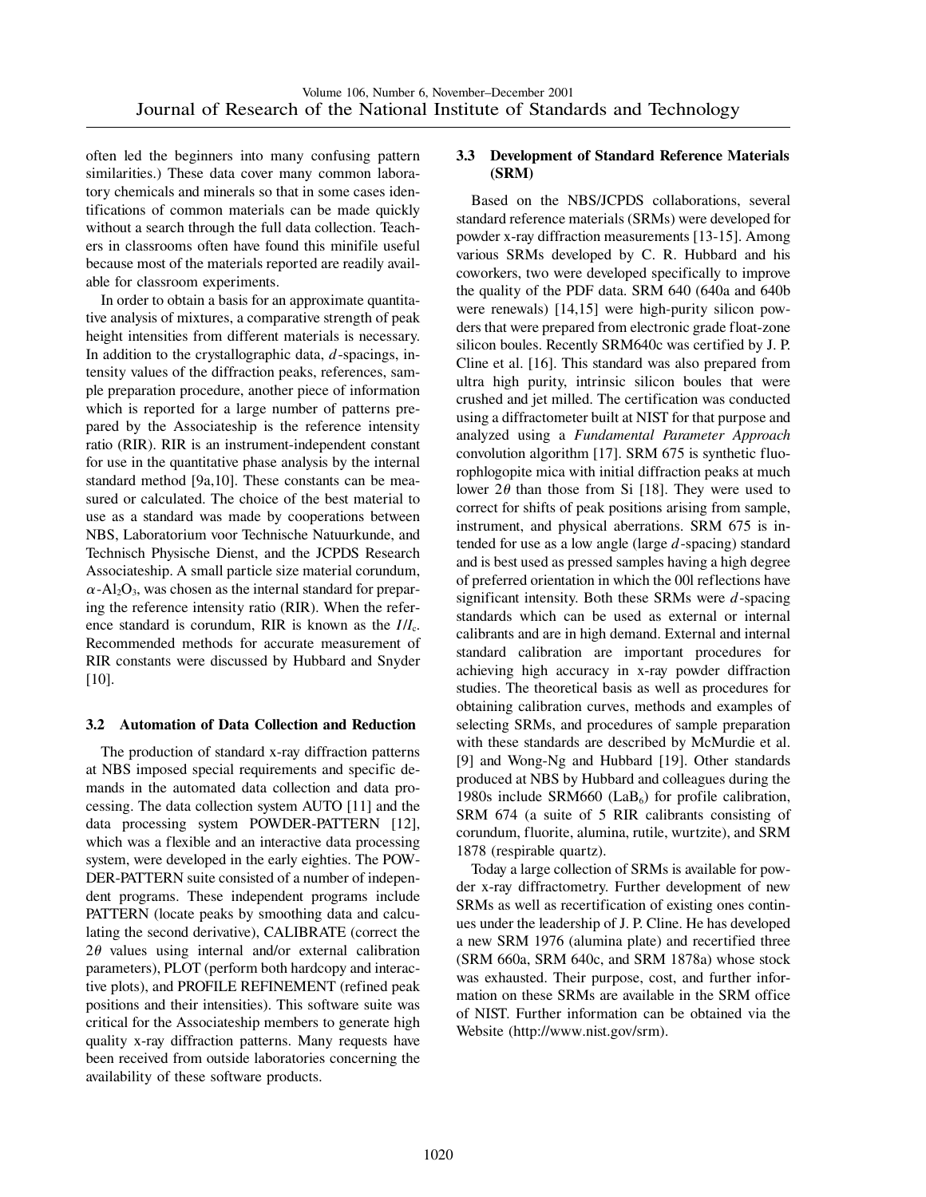often led the beginners into many confusing pattern similarities.) These data cover many common laboratory chemicals and minerals so that in some cases identifications of common materials can be made quickly without a search through the full data collection. Teachers in classrooms often have found this minifile useful because most of the materials reported are readily available for classroom experiments.

In order to obtain a basis for an approximate quantitative analysis of mixtures, a comparative strength of peak height intensities from different materials is necessary. In addition to the crystallographic data, *d*-spacings, intensity values of the diffraction peaks, references, sample preparation procedure, another piece of information which is reported for a large number of patterns prepared by the Associateship is the reference intensity ratio (RIR). RIR is an instrument-independent constant for use in the quantitative phase analysis by the internal standard method [9a,10]. These constants can be measured or calculated. The choice of the best material to use as a standard was made by cooperations between NBS, Laboratorium voor Technische Natuurkunde, and Technisch Physische Dienst, and the JCPDS Research Associateship. A small particle size material corundum, $\alpha$-$Al_2O_3$, was chosen as the internal standard for preparing the reference intensity ratio (RIR). When the reference standard is corundum, RIR is known as the $I/I_c$. Recommended methods for accurate measurement of RIR constants were discussed by Hubbard and Snyder [10].

### 3.2 Automation of Data Collection and Reduction

The production of standard x-ray diffraction patterns at NBS imposed special requirements and specific demands in the automated data collection and data processing. The data collection system AUTO [11] and the data processing system POWDER-PATTERN [12], which was a flexible and an interactive data processing system, were developed in the early eighties. The POWDER-PATTERN suite consisted of a number of independent programs. These independent programs include PATTERN (locate peaks by smoothing data and calculating the second derivative), CALIBRATE (correct the $2\theta$ values using internal and/or external calibration parameters), PLOT (perform both hardcopy and interactive plots), and PROFILE REFINEMENT (refined peak positions and their intensities). This software suite was critical for the Associateship members to generate high quality x-ray diffraction patterns. Many requests have been received from outside laboratories concerning the availability of these software products.

### 3.3 Development of Standard Reference Materials (SRM)

Based on the NBS/JCPDS collaborations, several standard reference materials (SRMs) were developed for powder x-ray diffraction measurements [13-15]. Among various SRMs developed by C. R. Hubbard and his coworkers, two were developed specifically to improve the quality of the PDF data. SRM 640 (640a and 640b were renewals) [14,15] were high-purity silicon powders that were prepared from electronic grade float-zone silicon boules. Recently SRM640c was certified by J. P. Cline et al. [16]. This standard was also prepared from ultra high purity, intrinsic silicon boules that were crushed and jet milled. The certification was conducted using a diffractometer built at NIST for that purpose and analyzed using a *Fundamental Parameter Approach* convolution algorithm [17]. SRM 675 is synthetic fluorophlogopite mica with initial diffraction peaks at much lower $2\theta$ than those from Si [18]. They were used to correct for shifts of peak positions arising from sample, instrument, and physical aberrations. SRM 675 is intended for use as a low angle (large *d*-spacing) standard and is best used as pressed samples having a high degree of preferred orientation in which the 00l reflections have significant intensity. Both these SRMs were *d*-spacing standards which can be used as external or internal calibrants and are in high demand. External and internal standard calibration are important procedures for achieving high accuracy in x-ray powder diffraction studies. The theoretical basis as well as procedures for obtaining calibration curves, methods and examples of selecting SRMs, and procedures of sample preparation with these standards are described by McMurdie et al. [9] and Wong-Ng and Hubbard [19]. Other standards produced at NBS by Hubbard and colleagues during the 1980s include SRM660 ($LaB_6$) for profile calibration, SRM 674 (a suite of 5 RIR calibrants consisting of corundum, fluorite, alumina, rutile, wurtzite), and SRM 1878 (respirable quartz).

Today a large collection of SRMs is available for powder x-ray diffractometry. Further development of new SRMs as well as recertification of existing ones continues under the leadership of J. P. Cline. He has developed a new SRM 1976 (alumina plate) and recertified three (SRM 660a, SRM 640c, and SRM 1878a) whose stock was exhausted. Their purpose, cost, and further information on these SRMs are available in the SRM office of NIST. Further information can be obtained via the Website (http://www.nist.gov/srm).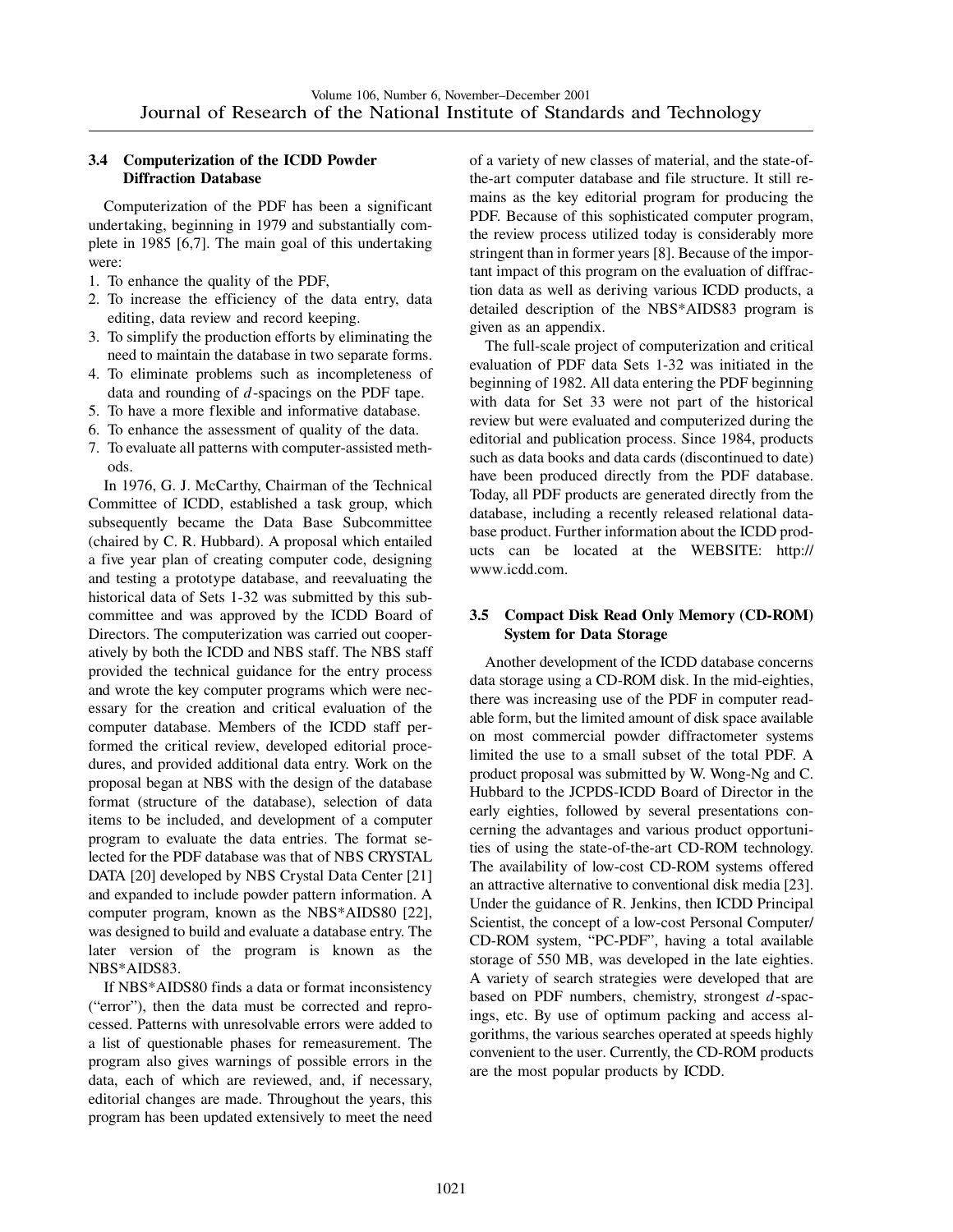### 3.4 Computerization of the ICDD Powder Diffraction Database

Computerization of the PDF has been a significant undertaking, beginning in 1979 and substantially complete in 1985 [6,7]. The main goal of this undertaking were:

1. To enhance the quality of the PDF,
2. To increase the efficiency of the data entry, data editing, data review and record keeping.
3. To simplify the production efforts by eliminating the need to maintain the database in two separate forms.
4. To eliminate problems such as incompleteness of data and rounding of $d$-spacings on the PDF tape.
5. To have a more flexible and informative database.
6. To enhance the assessment of quality of the data.
7. To evaluate all patterns with computer-assisted methods.

In 1976, G. J. McCarthy, Chairman of the Technical Committee of ICDD, established a task group, which subsequently became the Data Base Subcommittee (chaired by C. R. Hubbard). A proposal which entailed a five year plan of creating computer code, designing and testing a prototype database, and reevaluating the historical data of Sets 1-32 was submitted by this subcommittee and was approved by the ICDD Board of Directors. The computerization was carried out cooperatively by both the ICDD and NBS staff. The NBS staff provided the technical guidance for the entry process and wrote the key computer programs which were necessary for the creation and critical evaluation of the computer database. Members of the ICDD staff performed the critical review, developed editorial procedures, and provided additional data entry. Work on the proposal began at NBS with the design of the database format (structure of the database), selection of data items to be included, and development of a computer program to evaluate the data entries. The format selected for the PDF database was that of NBS CRYSTAL DATA [20] developed by NBS Crystal Data Center [21] and expanded to include powder pattern information. A computer program, known as the NBS*AIDS80 [22], was designed to build and evaluate a database entry. The later version of the program is known as the NBS*AIDS83.

If NBS*AIDS80 finds a data or format inconsistency ("error"), then the data must be corrected and reprocessed. Patterns with unresolvable errors were added to a list of questionable phases for remeasurement. The program also gives warnings of possible errors in the data, each of which are reviewed, and, if necessary, editorial changes are made. Throughout the years, this program has been updated extensively to meet the need of a variety of new classes of material, and the state-of-the-art computer database and file structure. It still remains as the key editorial program for producing the PDF. Because of this sophisticated computer program, the review process utilized today is considerably more stringent than in former years [8]. Because of the important impact of this program on the evaluation of diffraction data as well as deriving various ICDD products, a detailed description of the NBS*AIDS83 program is given as an appendix.

The full-scale project of computerization and critical evaluation of PDF data Sets 1-32 was initiated in the beginning of 1982. All data entering the PDF beginning with data for Set 33 were not part of the historical review but were evaluated and computerized during the editorial and publication process. Since 1984, products such as data books and data cards (discontinued to date) have been produced directly from the PDF database. Today, all PDF products are generated directly from the database, including a recently released relational database product. Further information about the ICDD products can be located at the WEBSITE: http://www.icdd.com.

### 3.5 Compact Disk Read Only Memory (CD-ROM) System for Data Storage

Another development of the ICDD database concerns data storage using a CD-ROM disk. In the mid-eighties, there was increasing use of the PDF in computer readable form, but the limited amount of disk space available on most commercial powder diffractometer systems limited the use to a small subset of the total PDF. A product proposal was submitted by W. Wong-Ng and C. Hubbard to the JCPDS-ICDD Board of Director in the early eighties, followed by several presentations concerning the advantages and various product opportunities of using the state-of-the-art CD-ROM technology. The availability of low-cost CD-ROM systems offered an attractive alternative to conventional disk media [23]. Under the guidance of R. Jenkins, then ICDD Principal Scientist, the concept of a low-cost Personal Computer/CD-ROM system, "PC-PDF", having a total available storage of 550 MB, was developed in the late eighties. A variety of search strategies were developed that are based on PDF numbers, chemistry, strongest $d$-spacings, etc. By use of optimum packing and access algorithms, the various searches operated at speeds highly convenient to the user. Currently, the CD-ROM products are the most popular products by ICDD.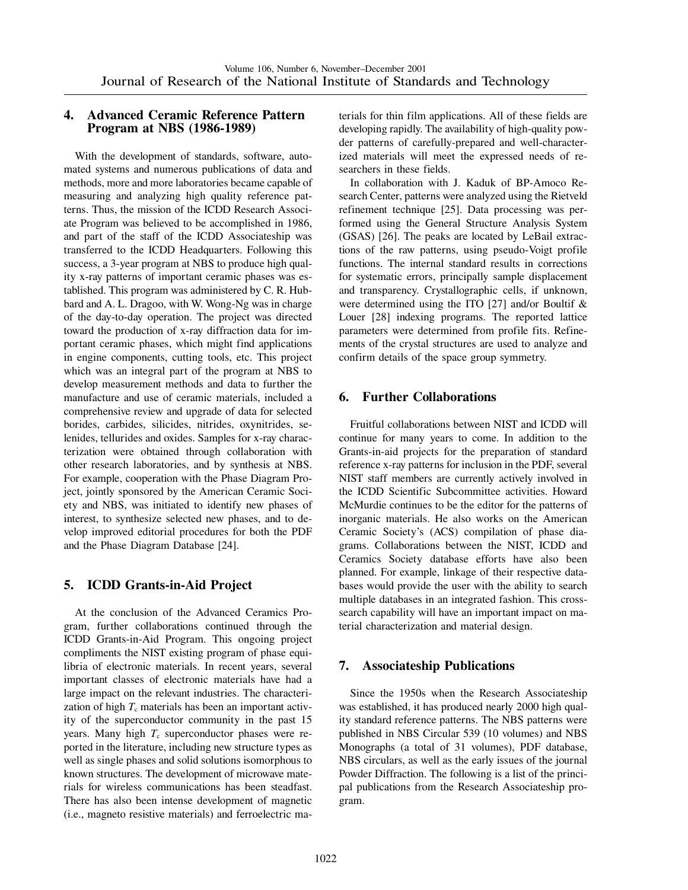## 4. Advanced Ceramic Reference Pattern Program at NBS (1986-1989)

With the development of standards, software, automated systems and numerous publications of data and methods, more and more laboratories became capable of measuring and analyzing high quality reference patterns. Thus, the mission of the ICDD Research Associate Program was believed to be accomplished in 1986, and part of the staff of the ICDD Associateship was transferred to the ICDD Headquarters. Following this success, a 3-year program at NBS to produce high quality x-ray patterns of important ceramic phases was established. This program was administered by C. R. Hubbard and A. L. Dragoo, with W. Wong-Ng was in charge of the day-to-day operation. The project was directed toward the production of x-ray diffraction data for important ceramic phases, which might find applications in engine components, cutting tools, etc. This project which was an integral part of the program at NBS to develop measurement methods and data to further the manufacture and use of ceramic materials, included a comprehensive review and upgrade of data for selected borides, carbides, silicides, nitrides, oxynitrides, selenides, tellurides and oxides. Samples for x-ray characterization were obtained through collaboration with other research laboratories, and by synthesis at NBS. For example, cooperation with the Phase Diagram Project, jointly sponsored by the American Ceramic Society and NBS, was initiated to identify new phases of interest, to synthesize selected new phases, and to develop improved editorial procedures for both the PDF and the Phase Diagram Database [24].

## 5. ICDD Grants-in-Aid Project

At the conclusion of the Advanced Ceramics Program, further collaborations continued through the ICDD Grants-in-Aid Program. This ongoing project compliments the NIST existing program of phase equilibria of electronic materials. In recent years, several important classes of electronic materials have had a large impact on the relevant industries. The characterization of high $T_c$ materials has been an important activity of the superconductor community in the past 15 years. Many high $T_c$ superconductor phases were reported in the literature, including new structure types as well as single phases and solid solutions isomorphous to known structures. The development of microwave materials for wireless communications has been steadfast. There has also been intense development of magnetic (i.e., magneto resistive materials) and ferroelectric materials for thin film applications. All of these fields are developing rapidly. The availability of high-quality powder patterns of carefully-prepared and well-characterized materials will meet the expressed needs of researchers in these fields.

In collaboration with J. Kaduk of BP-Amoco Research Center, patterns were analyzed using the Rietveld refinement technique [25]. Data processing was performed using the General Structure Analysis System (GSAS) [26]. The peaks are located by LeBail extractions of the raw patterns, using pseudo-Voigt profile functions. The internal standard results in corrections for systematic errors, principally sample displacement and transparency. Crystallographic cells, if unknown, were determined using the ITO [27] and/or Boultif & Louer [28] indexing programs. The reported lattice parameters were determined from profile fits. Refinements of the crystal structures are used to analyze and confirm details of the space group symmetry.

## 6. Further Collaborations

Fruitful collaborations between NIST and ICDD will continue for many years to come. In addition to the Grants-in-aid projects for the preparation of standard reference x-ray patterns for inclusion in the PDF, several NIST staff members are currently actively involved in the ICDD Scientific Subcommittee activities. Howard McMurdie continues to be the editor for the patterns of inorganic materials. He also works on the American Ceramic Society's (ACS) compilation of phase diagrams. Collaborations between the NIST, ICDD and Ceramics Society database efforts have also been planned. For example, linkage of their respective databases would provide the user with the ability to search multiple databases in an integrated fashion. This cross-search capability will have an important impact on material characterization and material design.

## 7. Associateship Publications

Since the 1950s when the Research Associateship was established, it has produced nearly 2000 high quality standard reference patterns. The NBS patterns were published in NBS Circular 539 (10 volumes) and NBS Monographs (a total of 31 volumes), PDF database, NBS circulars, as well as the early issues of the journal Powder Diffraction. The following is a list of the principal publications from the Research Associateship program.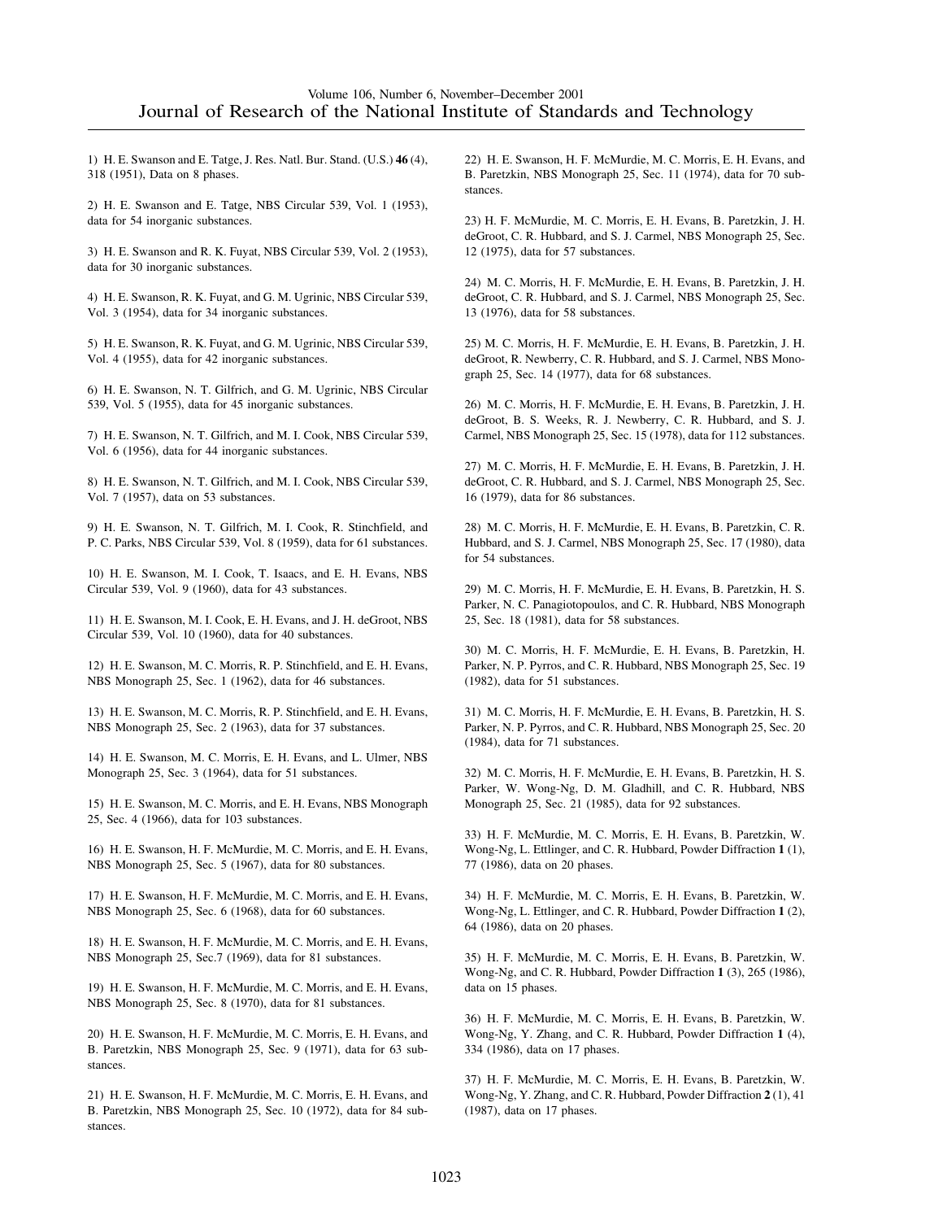1) H. E. Swanson and E. Tatge, J. Res. Natl. Bur. Stand. (U.S.) **46** (4), 318 (1951), Data on 8 phases.

2) H. E. Swanson and E. Tatge, NBS Circular 539, Vol. 1 (1953), data for 54 inorganic substances.

3) H. E. Swanson and R. K. Fuyat, NBS Circular 539, Vol. 2 (1953), data for 30 inorganic substances.

4) H. E. Swanson, R. K. Fuyat, and G. M. Ugrinic, NBS Circular 539, Vol. 3 (1954), data for 34 inorganic substances.

5) H. E. Swanson, R. K. Fuyat, and G. M. Ugrinic, NBS Circular 539, Vol. 4 (1955), data for 42 inorganic substances.

6) H. E. Swanson, N. T. Gilfrich, and G. M. Ugrinic, NBS Circular 539, Vol. 5 (1955), data for 45 inorganic substances.

7) H. E. Swanson, N. T. Gilfrich, and M. I. Cook, NBS Circular 539, Vol. 6 (1956), data for 44 inorganic substances.

8) H. E. Swanson, N. T. Gilfrich, and M. I. Cook, NBS Circular 539, Vol. 7 (1957), data on 53 substances.

9) H. E. Swanson, N. T. Gilfrich, M. I. Cook, R. Stinchfield, and P. C. Parks, NBS Circular 539, Vol. 8 (1959), data for 61 substances.

10) H. E. Swanson, M. I. Cook, T. Isaacs, and E. H. Evans, NBS Circular 539, Vol. 9 (1960), data for 43 substances.

11) H. E. Swanson, M. I. Cook, E. H. Evans, and J. H. deGroot, NBS Circular 539, Vol. 10 (1960), data for 40 substances.

12) H. E. Swanson, M. C. Morris, R. P. Stinchfield, and E. H. Evans, NBS Monograph 25, Sec. 1 (1962), data for 46 substances.

13) H. E. Swanson, M. C. Morris, R. P. Stinchfield, and E. H. Evans, NBS Monograph 25, Sec. 2 (1963), data for 37 substances.

14) H. E. Swanson, M. C. Morris, E. H. Evans, and L. Ulmer, NBS Monograph 25, Sec. 3 (1964), data for 51 substances.

15) H. E. Swanson, M. C. Morris, and E. H. Evans, NBS Monograph 25, Sec. 4 (1966), data for 103 substances.

16) H. E. Swanson, H. F. McMurdie, M. C. Morris, and E. H. Evans, NBS Monograph 25, Sec. 5 (1967), data for 80 substances.

17) H. E. Swanson, H. F. McMurdie, M. C. Morris, and E. H. Evans, NBS Monograph 25, Sec. 6 (1968), data for 60 substances.

18) H. E. Swanson, H. F. McMurdie, M. C. Morris, and E. H. Evans, NBS Monograph 25, Sec.7 (1969), data for 81 substances.

19) H. E. Swanson, H. F. McMurdie, M. C. Morris, and E. H. Evans, NBS Monograph 25, Sec. 8 (1970), data for 81 substances.

20) H. E. Swanson, H. F. McMurdie, M. C. Morris, E. H. Evans and B. Paretzkin, NBS Monograph 25, Sec. 9 (1971), data for 63 substances.

21) H. E. Swanson, H. F. McMurdie, M. C. Morris, E. H. Evans, and B. Paretzkin, NBS Monograph 25, Sec. 10 (1972), data for 84 substances.

22) H. E. Swanson, H. F. McMurdie, M. C. Morris, E. H. Evans, and B. Paretzkin, NBS Monograph 25, Sec. 11 (1974), data for 70 substances.

23) H. F. McMurdie, M. C. Morris, E. H. Evans, B. Paretzkin, J. H. deGroot, C. R. Hubbard, and S. J. Carmel, NBS Monograph 25, Sec. 12 (1975), data for 57 substances.

24) M. C. Morris, H. F. McMurdie, E. H. Evans, B. Paretzkin, J. H. deGroot, C. R. Hubbard, and S. J. Carmel, NBS Monograph 25, Sec. 13 (1976), data for 58 substances.

25) M. C. Morris, H. F. McMurdie, E. H. Evans, B. Paretzkin, J. H. deGroot, R. Newberry, C. R. Hubbard, and S. J. Carmel, NBS Monograph 25, Sec. 14 (1977), data for 68 substances.

26) M. C. Morris, H. F. McMurdie, E. H. Evans, B. Paretzkin, J. H. deGroot, B. S. Weeks, R. J. Newberry, C. R. Hubbard, and S. J. Carmel, NBS Monograph 25, Sec. 15 (1978), data for 112 substances.

27) M. C. Morris, H. F. McMurdie, E. H. Evans, B. Paretzkin, J. H. deGroot, C. R. Hubbard, and S. J. Carmel, NBS Monograph 25, Sec. 16 (1979), data for 86 substances.

28) M. C. Morris, H. F. McMurdie, E. H. Evans, B. Paretzkin, C. R. Hubbard, and S. J. Carmel, NBS Monograph 25, Sec. 17 (1980), data for 54 substances.

29) M. C. Morris, H. F. McMurdie, E. H. Evans, B. Paretzkin, H. S. Parker, N. C. Panagiotopoulos, and C. R. Hubbard, NBS Monograph 25, Sec. 18 (1981), data for 58 substances.

30) M. C. Morris, H. F. McMurdie, E. H. Evans, B. Paretzkin, H. Parker, N. P. Pyrros, and C. R. Hubbard, NBS Monograph 25, Sec. 19 (1982), data for 51 substances.

31) M. C. Morris, H. F. McMurdie, E. H. Evans, B. Paretzkin, H. S. Parker, N. P. Pyrros, and C. R. Hubbard, NBS Monograph 25, Sec. 20 (1984), data for 71 substances.

32) M. C. Morris, H. F. McMurdie, E. H. Evans, B. Paretzkin, H. S. Parker, W. Wong-Ng, D. M. Gladhill, and C. R. Hubbard, NBS Monograph 25, Sec. 21 (1985), data for 92 substances.

33) H. F. McMurdie, M. C. Morris, E. H. Evans, B. Paretzkin, W. Wong-Ng, L. Ettlinger, and C. R. Hubbard, Powder Diffraction **1** (1), 77 (1986), data on 20 phases.

34) H. F. McMurdie, M. C. Morris, E. H. Evans, B. Paretzkin, W. Wong-Ng, L. Ettlinger, and C. R. Hubbard, Powder Diffraction **1** (2), 64 (1986), data on 20 phases.

35) H. F. McMurdie, M. C. Morris, E. H. Evans, B. Paretzkin, W. Wong-Ng, and C. R. Hubbard, Powder Diffraction **1** (3), 265 (1986), data on 15 phases.

36) H. F. McMurdie, M. C. Morris, E. H. Evans, B. Paretzkin, W. Wong-Ng, Y. Zhang, and C. R. Hubbard, Powder Diffraction **1** (4), 334 (1986), data on 17 phases.

37) H. F. McMurdie, M. C. Morris, E. H. Evans, B. Paretzkin, W. Wong-Ng, Y. Zhang, and C. R. Hubbard, Powder Diffraction **2** (1), 41 (1987), data on 17 phases.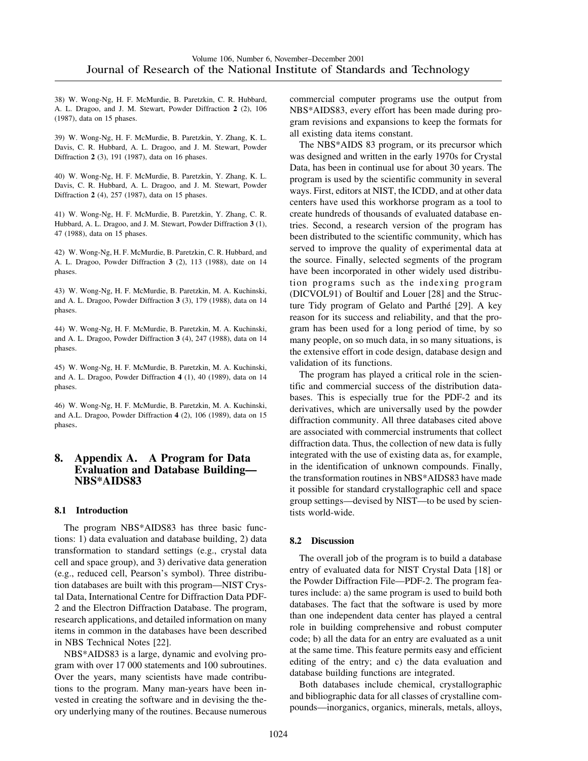38) W. Wong-Ng, H. F. McMurdie, B. Paretzkin, C. R. Hubbard, A. L. Dragoo, and J. M. Stewart, Powder Diffraction **2** (2), 106 (1987), data on 15 phases.

39) W. Wong-Ng, H. F. McMurdie, B. Paretzkin, Y. Zhang, K. L. Davis, C. R. Hubbard, A. L. Dragoo, and J. M. Stewart, Powder Diffraction **2** (3), 191 (1987), data on 16 phases.

40) W. Wong-Ng, H. F. McMurdie, B. Paretzkin, Y. Zhang, K. L. Davis, C. R. Hubbard, A. L. Dragoo, and J. M. Stewart, Powder Diffraction **2** (4), 257 (1987), data on 15 phases.

41) W. Wong-Ng, H. F. McMurdie, B. Paretzkin, Y. Zhang, C. R. Hubbard, A. L. Dragoo, and J. M. Stewart, Powder Diffraction **3** (1), 47 (1988), data on 15 phases.

42) W. Wong-Ng, H. F. McMurdie, B. Paretzkin, C. R. Hubbard, and A. L. Dragoo, Powder Diffraction **3** (2), 113 (1988), date on 14 phases.

43) W. Wong-Ng, H. F. McMurdie, B. Paretzkin, M. A. Kuchinski, and A. L. Dragoo, Powder Diffraction **3** (3), 179 (1988), data on 14 phases.

44) W. Wong-Ng, H. F. McMurdie, B. Paretzkin, M. A. Kuchinski, and A. L. Dragoo, Powder Diffraction **3** (4), 247 (1988), data on 14 phases.

45) W. Wong-Ng, H. F. McMurdie, B. Paretzkin, M. A. Kuchinski, and A. L. Dragoo, Powder Diffraction **4** (1), 40 (1989), data on 14 phases.

46) W. Wong-Ng, H. F. McMurdie, B. Paretzkin, M. A. Kuchinski, and A.L. Dragoo, Powder Diffraction **4** (2), 106 (1989), data on 15 phases.

## 8. Appendix A. A Program for Data Evaluation and Database Building—NBS*AIDS83

### 8.1 Introduction

The program NBS*AIDS83 has three basic functions: 1) data evaluation and database building, 2) data transformation to standard settings (e.g., crystal data cell and space group), and 3) derivative data generation (e.g., reduced cell, Pearson's symbol). Three distribution databases are built with this program—NIST Crystal Data, International Centre for Diffraction Data PDF-2 and the Electron Diffraction Database. The program, research applications, and detailed information on many items in common in the databases have been described in NBS Technical Notes [22].

NBS*AIDS83 is a large, dynamic and evolving program with over 17 000 statements and 100 subroutines. Over the years, many scientists have made contributions to the program. Many man-years have been invested in creating the software and in devising the theory underlying many of the routines. Because numerous commercial computer programs use the output from NBS*AIDS83, every effort has been made during program revisions and expansions to keep the formats for all existing data items constant.

The NBS*AIDS 83 program, or its precursor which was designed and written in the early 1970s for Crystal Data, has been in continual use for about 30 years. The program is used by the scientific community in several ways. First, editors at NIST, the ICDD, and at other data centers have used this workhorse program as a tool to create hundreds of thousands of evaluated database entries. Second, a research version of the program has been distributed to the scientific community, which has served to improve the quality of experimental data at the source. Finally, selected segments of the program have been incorporated in other widely used distribution programs such as the indexing program (DICVOL91) of Boultif and Louer [28] and the Structure Tidy program of Gelato and Parthé [29]. A key reason for its success and reliability, and that the program has been used for a long period of time, by so many people, on so much data, in so many situations, is the extensive effort in code design, database design and validation of its functions.

The program has played a critical role in the scientific and commercial success of the distribution databases. This is especially true for the PDF-2 and its derivatives, which are universally used by the powder diffraction community. All three databases cited above are associated with commercial instruments that collect diffraction data. Thus, the collection of new data is fully integrated with the use of existing data as, for example, in the identification of unknown compounds. Finally, the transformation routines in NBS*AIDS83 have made it possible for standard crystallographic cell and space group settings—devised by NIST—to be used by scientists world-wide.

### 8.2 Discussion

The overall job of the program is to build a database entry of evaluated data for NIST Crystal Data [18] or the Powder Diffraction File—PDF-2. The program features include: a) the same program is used to build both databases. The fact that the software is used by more than one independent data center has played a central role in building comprehensive and robust computer code; b) all the data for an entry are evaluated as a unit at the same time. This feature permits easy and efficient editing of the entry; and c) the data evaluation and database building functions are integrated.

Both databases include chemical, crystallographic and bibliographic data for all classes of crystalline compounds—inorganics, organics, minerals, metals, alloys,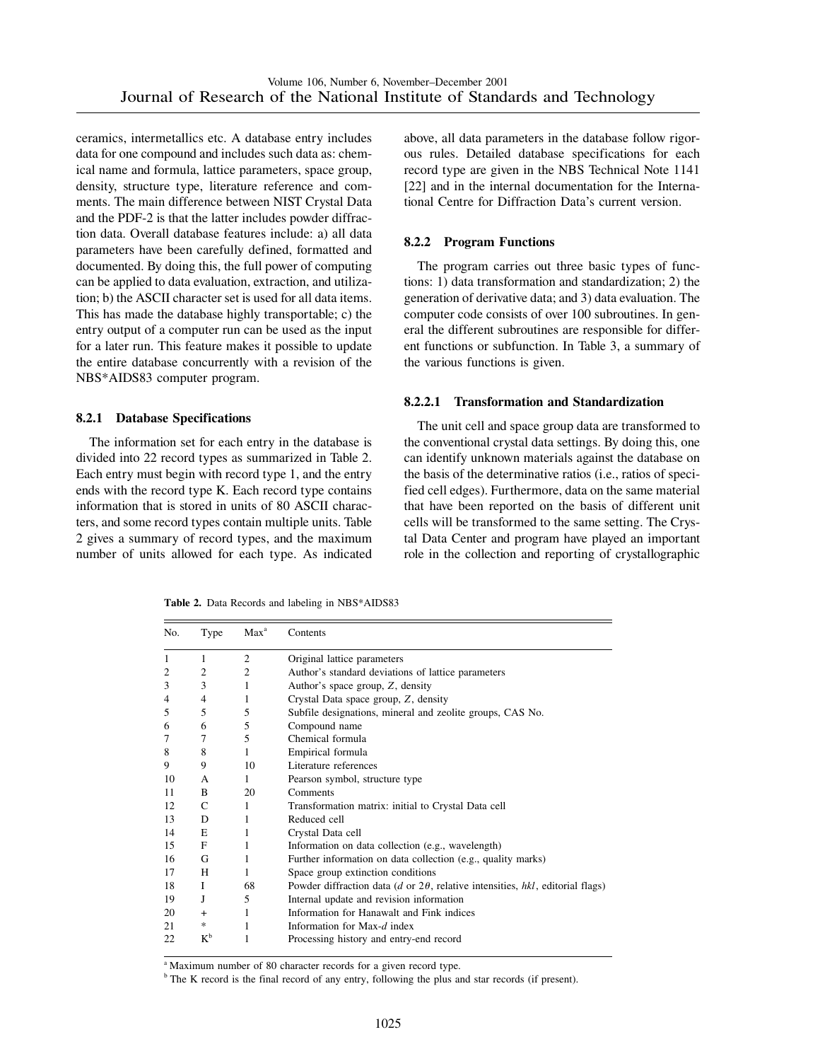ceramics, intermetallics etc. A database entry includes data for one compound and includes such data as: chemical name and formula, lattice parameters, space group, density, structure type, literature reference and comments. The main difference between NIST Crystal Data and the PDF-2 is that the latter includes powder diffraction data. Overall database features include: a) all data parameters have been carefully defined, formatted and documented. By doing this, the full power of computing can be applied to data evaluation, extraction, and utilization; b) the ASCII character set is used for all data items. This has made the database highly transportable; c) the entry output of a computer run can be used as the input for a later run. This feature makes it possible to update the entire database concurrently with a revision of the NBS*AIDS83 computer program.

#### 8.2.1 Database Specifications

The information set for each entry in the database is divided into 22 record types as summarized in Table 2. Each entry must begin with record type 1, and the entry ends with the record type K. Each record type contains information that is stored in units of 80 ASCII characters, and some record types contain multiple units. Table 2 gives a summary of record types, and the maximum number of units allowed for each type. As indicated above, all data parameters in the database follow rigorous rules. Detailed database specifications for each record type are given in the NBS Technical Note 1141 [22] and in the internal documentation for the International Centre for Diffraction Data's current version.

#### 8.2.2 Program Functions

The program carries out three basic types of functions: 1) data transformation and standardization; 2) the generation of derivative data; and 3) data evaluation. The computer code consists of over 100 subroutines. In general the different subroutines are responsible for different functions or subfunction. In Table 3, a summary of the various functions is given.

##### 8.2.2.1 Transformation and Standardization

The unit cell and space group data are transformed to the conventional crystal data settings. By doing this, one can identify unknown materials against the database on the basis of the determinative ratios (i.e., ratios of specified cell edges). Furthermore, data on the same material that have been reported on the basis of different unit cells will be transformed to the same setting. The Crystal Data Center and program have played an important role in the collection and reporting of crystallographic

**Table 2.** Data Records and labeling in NBS*AIDS83

| No. | Type | Max[a] | Contents |
|---|---|---|---|
| 1 | 1 | 2 | Original lattice parameters |
| 2 | 2 | 2 | Author's standard deviations of lattice parameters |
| 3 | 3 | 1 | Author's space group, $Z$, density |
| 4 | 4 | 1 | Crystal Data space group, $Z$, density |
| 5 | 5 | 5 | Subfile designations, mineral and zeolite groups, CAS No. |
| 6 | 6 | 5 | Compound name |
| 7 | 7 | 5 | Chemical formula |
| 8 | 8 | 1 | Empirical formula |
| 9 | 9 | 10 | Literature references |
| 10 | A | 1 | Pearson symbol, structure type |
| 11 | B | 20 | Comments |
| 12 | C | 1 | Transformation matrix: initial to Crystal Data cell |
| 13 | D | 1 | Reduced cell |
| 14 | E | 1 | Crystal Data cell |
| 15 | F | 1 | Information on data collection (e.g., wavelength) |
| 16 | G | 1 | Further information on data collection (e.g., quality marks) |
| 17 | H | 1 | Space group extinction conditions |
| 18 | I | 68 | Powder diffraction data ($d$ or $2\theta$, relative intensities, $hkl$, editorial flags) |
| 19 | J | 5 | Internal update and revision information |
| 20 | + | 1 | Information for Hanawalt and Fink indices |
| 21 | * | 1 | Information for Max-$d$ index |
| 22 | K[b] | 1 | Processing history and entry-end record |

[a] Maximum number of 80 character records for a given record type.

[b] The K record is the final record of any entry, following the plus and star records (if present).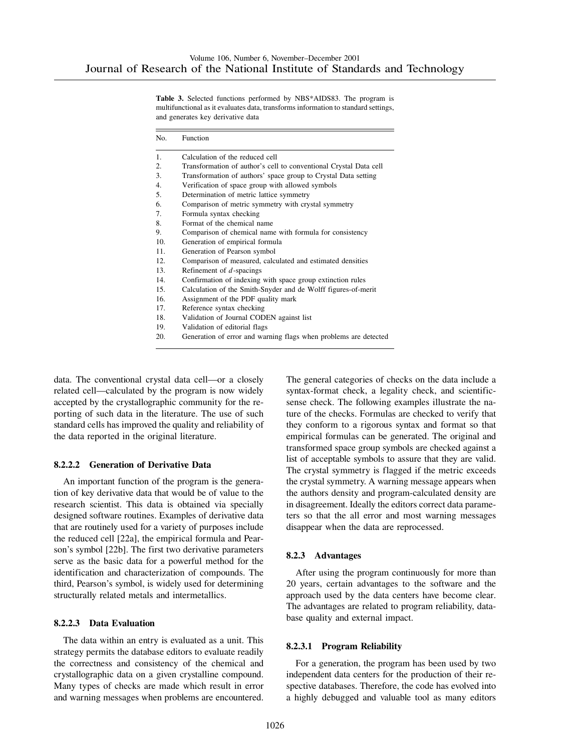**Table 3.** Selected functions performed by NBS*AIDS83. The program is multifunctional as it evaluates data, transforms information to standard settings, and generates key derivative data

| No. | Function |
|---|---|
| 1. | Calculation of the reduced cell |
| 2. | Transformation of author's cell to conventional Crystal Data cell |
| 3. | Transformation of authors' space group to Crystal Data setting |
| 4. | Verification of space group with allowed symbols |
| 5. | Determination of metric lattice symmetry |
| 6. | Comparison of metric symmetry with crystal symmetry |
| 7. | Formula syntax checking |
| 8. | Format of the chemical name |
| 9. | Comparison of chemical name with formula for consistency |
| 10. | Generation of empirical formula |
| 11. | Generation of Pearson symbol |
| 12. | Comparison of measured, calculated and estimated densities |
| 13. | Refinement of $d$-spacings |
| 14. | Confirmation of indexing with space group extinction rules |
| 15. | Calculation of the Smith-Snyder and de Wolff figures-of-merit |
| 16. | Assignment of the PDF quality mark |
| 17. | Reference syntax checking |
| 18. | Validation of Journal CODEN against list |
| 19. | Validation of editorial flags |
| 20. | Generation of error and warning flags when problems are detected |

data. The conventional crystal data cell—or a closely related cell—calculated by the program is now widely accepted by the crystallographic community for the reporting of such data in the literature. The use of such standard cells has improved the quality and reliability of the data reported in the original literature.

#### 8.2.2.2 Generation of Derivative Data

An important function of the program is the generation of key derivative data that would be of value to the research scientist. This data is obtained via specially designed software routines. Examples of derivative data that are routinely used for a variety of purposes include the reduced cell [22a], the empirical formula and Pearson's symbol [22b]. The first two derivative parameters serve as the basic data for a powerful method for the identification and characterization of compounds. The third, Pearson's symbol, is widely used for determining structurally related metals and intermetallics.

#### 8.2.2.3 Data Evaluation

The data within an entry is evaluated as a unit. This strategy permits the database editors to evaluate readily the correctness and consistency of the chemical and crystallographic data on a given crystalline compound. Many types of checks are made which result in error and warning messages when problems are encountered. The general categories of checks on the data include a syntax-format check, a legality check, and scientific-sense check. The following examples illustrate the nature of the checks. Formulas are checked to verify that they conform to a rigorous syntax and format so that empirical formulas can be generated. The original and transformed space group symbols are checked against a list of acceptable symbols to assure that they are valid. The crystal symmetry is flagged if the metric exceeds the crystal symmetry. A warning message appears when the authors density and program-calculated density are in disagreement. Ideally the editors correct data parameters so that the all error and most warning messages disappear when the data are reprocessed.

### 8.2.3 Advantages

After using the program continuously for more than 20 years, certain advantages to the software and the approach used by the data centers have become clear. The advantages are related to program reliability, database quality and external impact.

#### 8.2.3.1 Program Reliability

For a generation, the program has been used by two independent data centers for the production of their respective databases. Therefore, the code has evolved into a highly debugged and valuable tool as many editors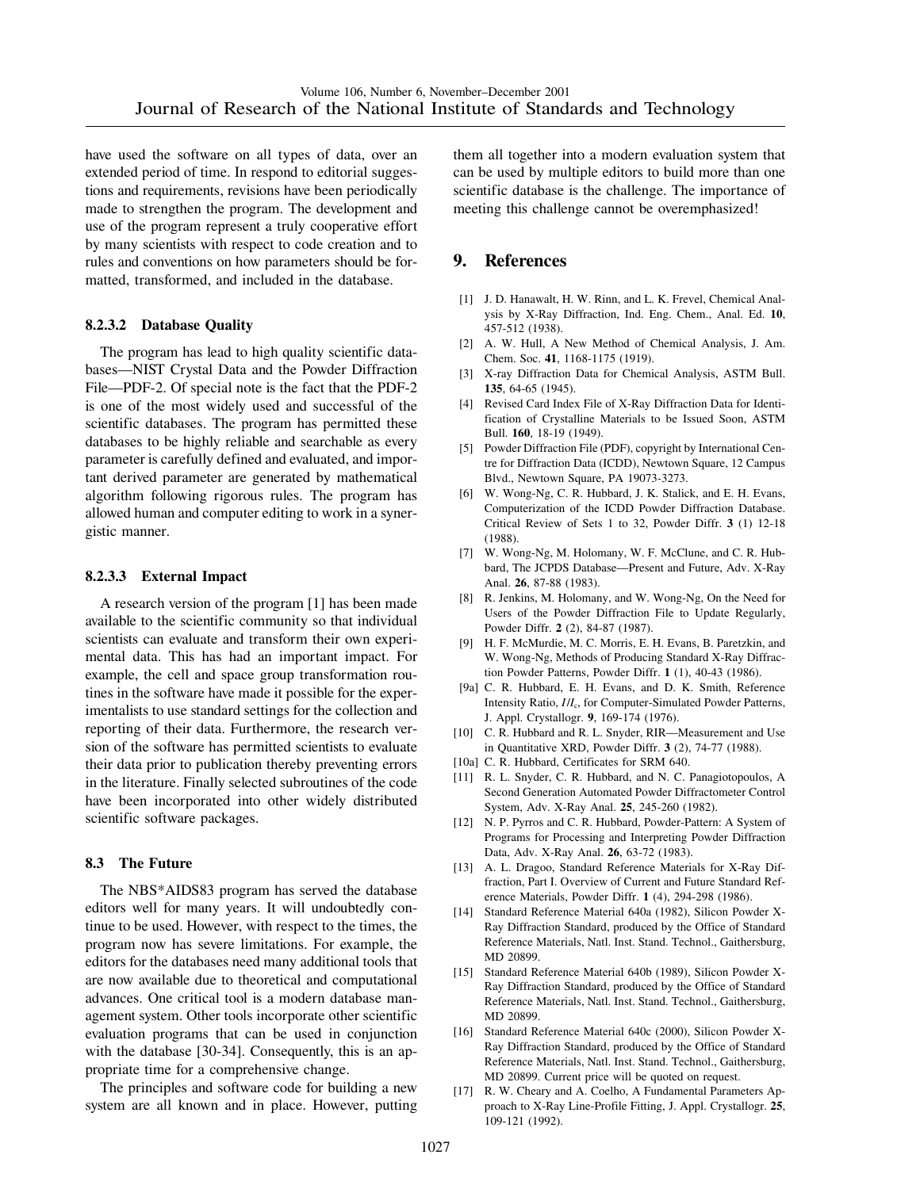have used the software on all types of data, over an extended period of time. In respond to editorial suggestions and requirements, revisions have been periodically made to strengthen the program. The development and use of the program represent a truly cooperative effort by many scientists with respect to code creation and to rules and conventions on how parameters should be formatted, transformed, and included in the database.

#### 8.2.3.2 Database Quality

The program has lead to high quality scientific databases—NIST Crystal Data and the Powder Diffraction File—PDF-2. Of special note is the fact that the PDF-2 is one of the most widely used and successful of the scientific databases. The program has permitted these databases to be highly reliable and searchable as every parameter is carefully defined and evaluated, and important derived parameter are generated by mathematical algorithm following rigorous rules. The program has allowed human and computer editing to work in a synergistic manner.

#### 8.2.3.3 External Impact

A research version of the program [1] has been made available to the scientific community so that individual scientists can evaluate and transform their own experimental data. This has had an important impact. For example, the cell and space group transformation routines in the software have made it possible for the experimentalists to use standard settings for the collection and reporting of their data. Furthermore, the research version of the software has permitted scientists to evaluate their data prior to publication thereby preventing errors in the literature. Finally selected subroutines of the code have been incorporated into other widely distributed scientific software packages.

### 8.3 The Future

The NBS*AIDS83 program has served the database editors well for many years. It will undoubtedly continue to be used. However, with respect to the times, the program now has severe limitations. For example, the editors for the databases need many additional tools that are now available due to theoretical and computational advances. One critical tool is a modern database management system. Other tools incorporate other scientific evaluation programs that can be used in conjunction with the database [30-34]. Consequently, this is an appropriate time for a comprehensive change.

The principles and software code for building a new system are all known and in place. However, putting them all together into a modern evaluation system that can be used by multiple editors to build more than one scientific database is the challenge. The importance of meeting this challenge cannot be overemphasized!

## 9. References

[1] J. D. Hanawalt, H. W. Rinn, and L. K. Frevel, Chemical Analysis by X-Ray Diffraction, Ind. Eng. Chem., Anal. Ed. **10**, 457-512 (1938).

[2] A. W. Hull, A New Method of Chemical Analysis, J. Am. Chem. Soc. **41**, 1168-1175 (1919).

[3] X-ray Diffraction Data for Chemical Analysis, ASTM Bull. **135**, 64-65 (1945).

[4] Revised Card Index File of X-Ray Diffraction Data for Identification of Crystalline Materials to be Issued Soon, ASTM Bull. **160**, 18-19 (1949).

[5] Powder Diffraction File (PDF), copyright by International Centre for Diffraction Data (ICDD), Newtown Square, 12 Campus Blvd., Newtown Square, PA 19073-3273.

[6] W. Wong-Ng, C. R. Hubbard, J. K. Stalick, and E. H. Evans, Computerization of the ICDD Powder Diffraction Database. Critical Review of Sets 1 to 32, Powder Diffr. **3** (1) 12-18 (1988).

[7] W. Wong-Ng, M. Holomany, W. F. McClune, and C. R. Hubbard, The JCPDS Database—Present and Future, Adv. X-Ray Anal. **26**, 87-88 (1983).

[8] R. Jenkins, M. Holomany, and W. Wong-Ng, On the Need for Users of the Powder Diffraction File to Update Regularly, Powder Diffr. **2** (2), 84-87 (1987).

[9] H. F. McMurdie, M. C. Morris, E. H. Evans, B. Paretzkin, and W. Wong-Ng, Methods of Producing Standard X-Ray Diffraction Powder Patterns, Powder Diffr. **1** (1), 40-43 (1986).

[9a] C. R. Hubbard, E. H. Evans, and D. K. Smith, Reference Intensity Ratio, $I/I_c$, for Computer-Simulated Powder Patterns, J. Appl. Crystallogr. **9**, 169-174 (1976).

[10] C. R. Hubbard and R. L. Snyder, RIR—Measurement and Use in Quantitative XRD, Powder Diffr. **3** (2), 74-77 (1988).

[10a] C. R. Hubbard, Certificates for SRM 640.

[11] R. L. Snyder, C. R. Hubbard, and N. C. Panagiotopoulos, A Second Generation Automated Powder Diffractometer Control System, Adv. X-Ray Anal. **25**, 245-260 (1982).

[12] N. P. Pyrros and C. R. Hubbard, Powder-Pattern: A System of Programs for Processing and Interpreting Powder Diffraction Data, Adv. X-Ray Anal. **26**, 63-72 (1983).

[13] A. L. Dragoo, Standard Reference Materials for X-Ray Diffraction, Part I. Overview of Current and Future Standard Reference Materials, Powder Diffr. **1** (4), 294-298 (1986).

[14] Standard Reference Material 640a (1982), Silicon Powder X-Ray Diffraction Standard, produced by the Office of Standard Reference Materials, Natl. Inst. Stand. Technol., Gaithersburg, MD 20899.

[15] Standard Reference Material 640b (1989), Silicon Powder X-Ray Diffraction Standard, produced by the Office of Standard Reference Materials, Natl. Inst. Stand. Technol., Gaithersburg, MD 20899.

[16] Standard Reference Material 640c (2000), Silicon Powder X-Ray Diffraction Standard, produced by the Office of Standard Reference Materials, Natl. Inst. Stand. Technol., Gaithersburg, MD 20899. Current price will be quoted on request.

[17] R. W. Cheary and A. Coelho, A Fundamental Parameters Approach to X-Ray Line-Profile Fitting, J. Appl. Crystallogr. **25**, 109-121 (1992).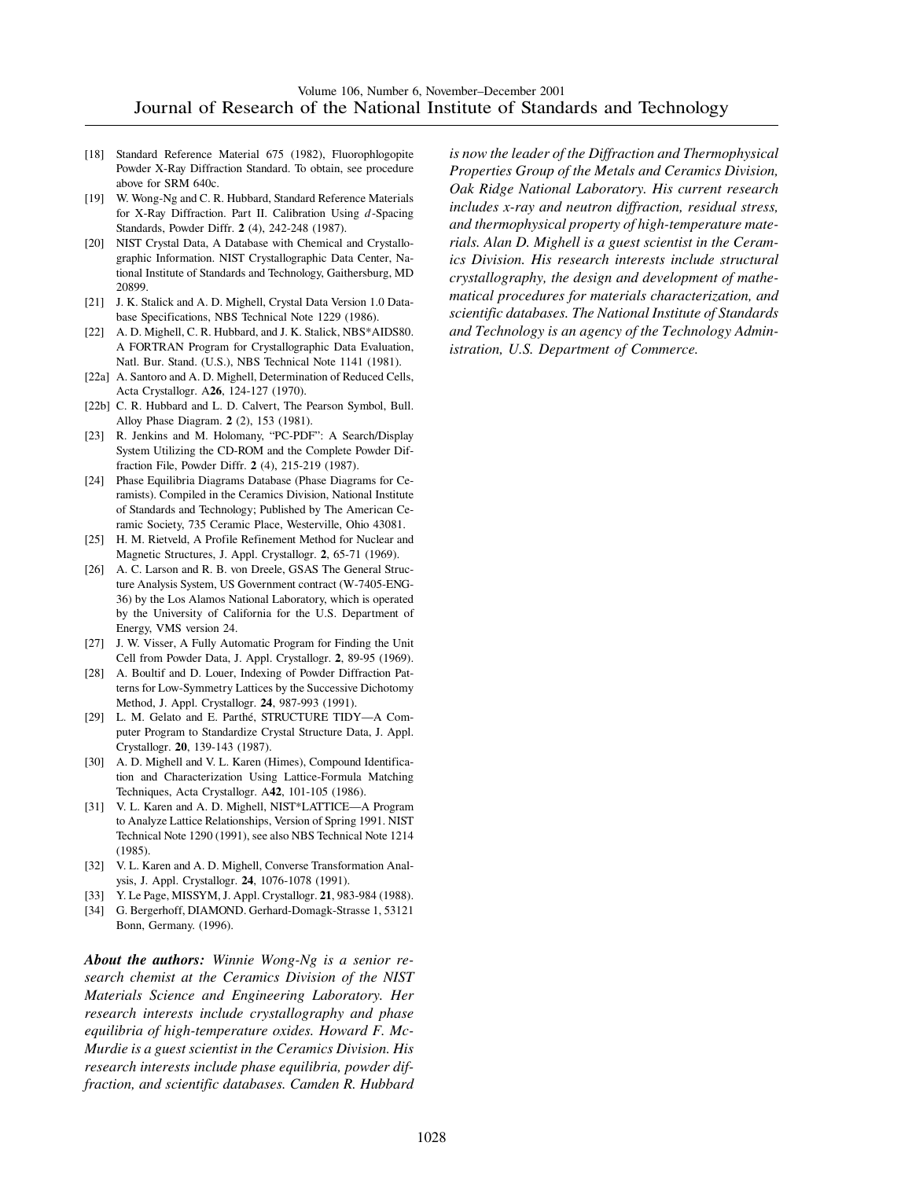[18] Standard Reference Material 675 (1982), Fluorophlogopite Powder X-Ray Diffraction Standard. To obtain, see procedure above for SRM 640c.

[19] W. Wong-Ng and C. R. Hubbard, Standard Reference Materials for X-Ray Diffraction. Part II. Calibration Using $d$-Spacing Standards, Powder Diffr. **2** (4), 242-248 (1987).

[20] NIST Crystal Data, A Database with Chemical and Crystallographic Information. NIST Crystallographic Data Center, National Institute of Standards and Technology, Gaithersburg, MD 20899.

[21] J. K. Stalick and A. D. Mighell, Crystal Data Version 1.0 Database Specifications, NBS Technical Note 1229 (1986).

[22] A. D. Mighell, C. R. Hubbard, and J. K. Stalick, NBS*AIDS80. A FORTRAN Program for Crystallographic Data Evaluation, Natl. Bur. Stand. (U.S.), NBS Technical Note 1141 (1981).

[22a] A. Santoro and A. D. Mighell, Determination of Reduced Cells, Acta Crystallogr. A**26**, 124-127 (1970).

[22b] C. R. Hubbard and L. D. Calvert, The Pearson Symbol, Bull. Alloy Phase Diagram. **2** (2), 153 (1981).

[23] R. Jenkins and M. Holomany, "PC-PDF": A Search/Display System Utilizing the CD-ROM and the Complete Powder Diffraction File, Powder Diffr. **2** (4), 215-219 (1987).

[24] Phase Equilibria Diagrams Database (Phase Diagrams for Ceramists). Compiled in the Ceramics Division, National Institute of Standards and Technology; Published by The American Ceramic Society, 735 Ceramic Place, Westerville, Ohio 43081.

[25] H. M. Rietveld, A Profile Refinement Method for Nuclear and Magnetic Structures, J. Appl. Crystallogr. **2**, 65-71 (1969).

[26] A. C. Larson and R. B. von Dreele, GSAS The General Structure Analysis System, US Government contract (W-7405-ENG-36) by the Los Alamos National Laboratory, which is operated by the University of California for the U.S. Department of Energy, VMS version 24.

[27] J. W. Visser, A Fully Automatic Program for Finding the Unit Cell from Powder Data, J. Appl. Crystallogr. **2**, 89-95 (1969).

[28] A. Boultif and D. Louer, Indexing of Powder Diffraction Patterns for Low-Symmetry Lattices by the Successive Dichotomy Method, J. Appl. Crystallogr. **24**, 987-993 (1991).

[29] L. M. Gelato and E. Parthé, STRUCTURE TIDY—A Computer Program to Standardize Crystal Structure Data, J. Appl. Crystallogr. **20**, 139-143 (1987).

[30] A. D. Mighell and V. L. Karen (Himes), Compound Identification and Characterization Using Lattice-Formula Matching Techniques, Acta Crystallogr. A**42**, 101-105 (1986).

[31] V. L. Karen and A. D. Mighell, NIST*LATTICE—A Program to Analyze Lattice Relationships, Version of Spring 1991. NIST Technical Note 1290 (1991), see also NBS Technical Note 1214 (1985).

[32] V. L. Karen and A. D. Mighell, Converse Transformation Analysis, J. Appl. Crystallogr. **24**, 1076-1078 (1991).

[33] Y. Le Page, MISSYM, J. Appl. Crystallogr. **21**, 983-984 (1988).

[34] G. Bergerhoff, DIAMOND. Gerhard-Domagk-Strasse 1, 53121 Bonn, Germany. (1996).

***About the authors:*** *Winnie Wong-Ng is a senior research chemist at the Ceramics Division of the NIST Materials Science and Engineering Laboratory. Her research interests include crystallography and phase equilibria of high-temperature oxides. Howard F. McMurdie is a guest scientist in the Ceramics Division. His research interests include phase equilibria, powder diffraction, and scientific databases. Camden R. Hubbard is now the leader of the Diffraction and Thermophysical Properties Group of the Metals and Ceramics Division, Oak Ridge National Laboratory. His current research includes x-ray and neutron diffraction, residual stress, and thermophysical property of high-temperature materials. Alan D. Mighell is a guest scientist in the Ceramics Division. His research interests include structural crystallography, the design and development of mathematical procedures for materials characterization, and scientific databases. The National Institute of Standards and Technology is an agency of the Technology Administration, U.S. Department of Commerce.*